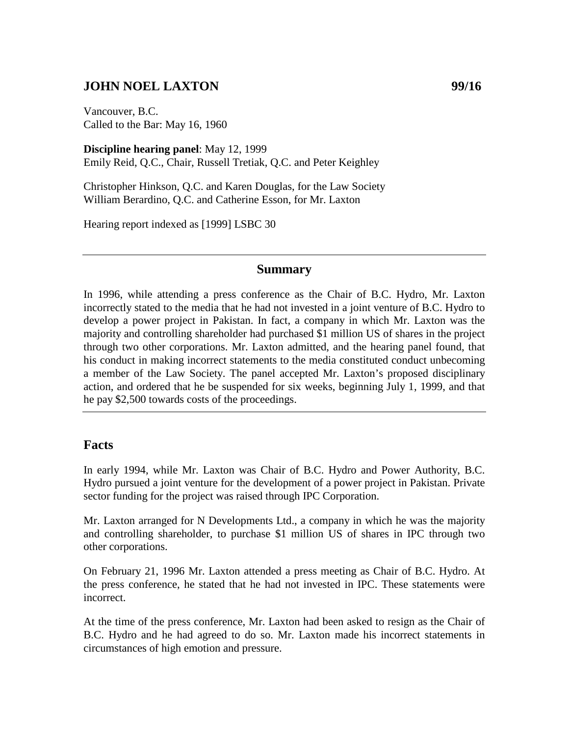# JOHN NOEL LAXTON 99/16

Vancouver, B.C.
Called to the Bar: May 16, 1960

**Discipline hearing panel**: May 12, 1999
Emily Reid, Q.C., Chair, Russell Tretiak, Q.C. and Peter Keighley

Christopher Hinkson, Q.C. and Karen Douglas, for the Law Society
William Berardino, Q.C. and Catherine Esson, for Mr. Laxton

Hearing report indexed as [1999] LSBC 30

---

## Summary

In 1996, while attending a press conference as the Chair of B.C. Hydro, Mr. Laxton incorrectly stated to the media that he had not invested in a joint venture of B.C. Hydro to develop a power project in Pakistan. In fact, a company in which Mr. Laxton was the majority and controlling shareholder had purchased $1 million US of shares in the project through two other corporations. Mr. Laxton admitted, and the hearing panel found, that his conduct in making incorrect statements to the media constituted conduct unbecoming a member of the Law Society. The panel accepted Mr. Laxton's proposed disciplinary action, and ordered that he be suspended for six weeks, beginning July 1, 1999, and that he pay $2,500 towards costs of the proceedings.

---

## Facts

In early 1994, while Mr. Laxton was Chair of B.C. Hydro and Power Authority, B.C. Hydro pursued a joint venture for the development of a power project in Pakistan. Private sector funding for the project was raised through IPC Corporation.

Mr. Laxton arranged for N Developments Ltd., a company in which he was the majority and controlling shareholder, to purchase $1 million US of shares in IPC through two other corporations.

On February 21, 1996 Mr. Laxton attended a press meeting as Chair of B.C. Hydro. At the press conference, he stated that he had not invested in IPC. These statements were incorrect.

At the time of the press conference, Mr. Laxton had been asked to resign as the Chair of B.C. Hydro and he had agreed to do so. Mr. Laxton made his incorrect statements in circumstances of high emotion and pressure.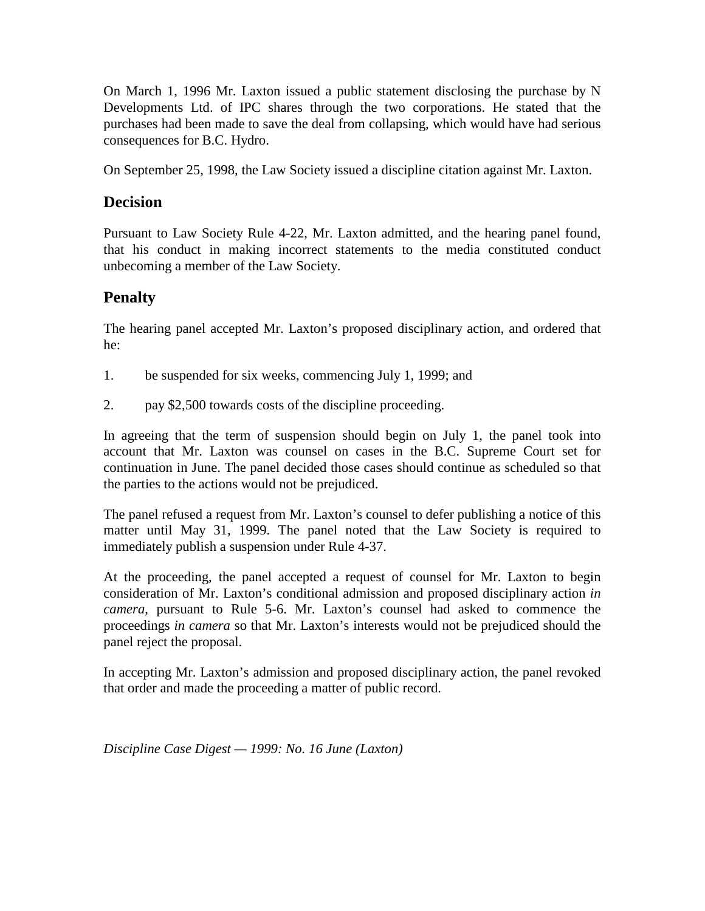On March 1, 1996 Mr. Laxton issued a public statement disclosing the purchase by N Developments Ltd. of IPC shares through the two corporations. He stated that the purchases had been made to save the deal from collapsing, which would have had serious consequences for B.C. Hydro.

On September 25, 1998, the Law Society issued a discipline citation against Mr. Laxton.

## Decision

Pursuant to Law Society Rule 4-22, Mr. Laxton admitted, and the hearing panel found, that his conduct in making incorrect statements to the media constituted conduct unbecoming a member of the Law Society.

## Penalty

The hearing panel accepted Mr. Laxton's proposed disciplinary action, and ordered that he:

1. be suspended for six weeks, commencing July 1, 1999; and

2. pay $2,500 towards costs of the discipline proceeding.

In agreeing that the term of suspension should begin on July 1, the panel took into account that Mr. Laxton was counsel on cases in the B.C. Supreme Court set for continuation in June. The panel decided those cases should continue as scheduled so that the parties to the actions would not be prejudiced.

The panel refused a request from Mr. Laxton's counsel to defer publishing a notice of this matter until May 31, 1999. The panel noted that the Law Society is required to immediately publish a suspension under Rule 4-37.

At the proceeding, the panel accepted a request of counsel for Mr. Laxton to begin consideration of Mr. Laxton's conditional admission and proposed disciplinary action *in camera*, pursuant to Rule 5-6. Mr. Laxton's counsel had asked to commence the proceedings *in camera* so that Mr. Laxton's interests would not be prejudiced should the panel reject the proposal.

In accepting Mr. Laxton's admission and proposed disciplinary action, the panel revoked that order and made the proceeding a matter of public record.

*Discipline Case Digest — 1999: No. 16 June (Laxton)*